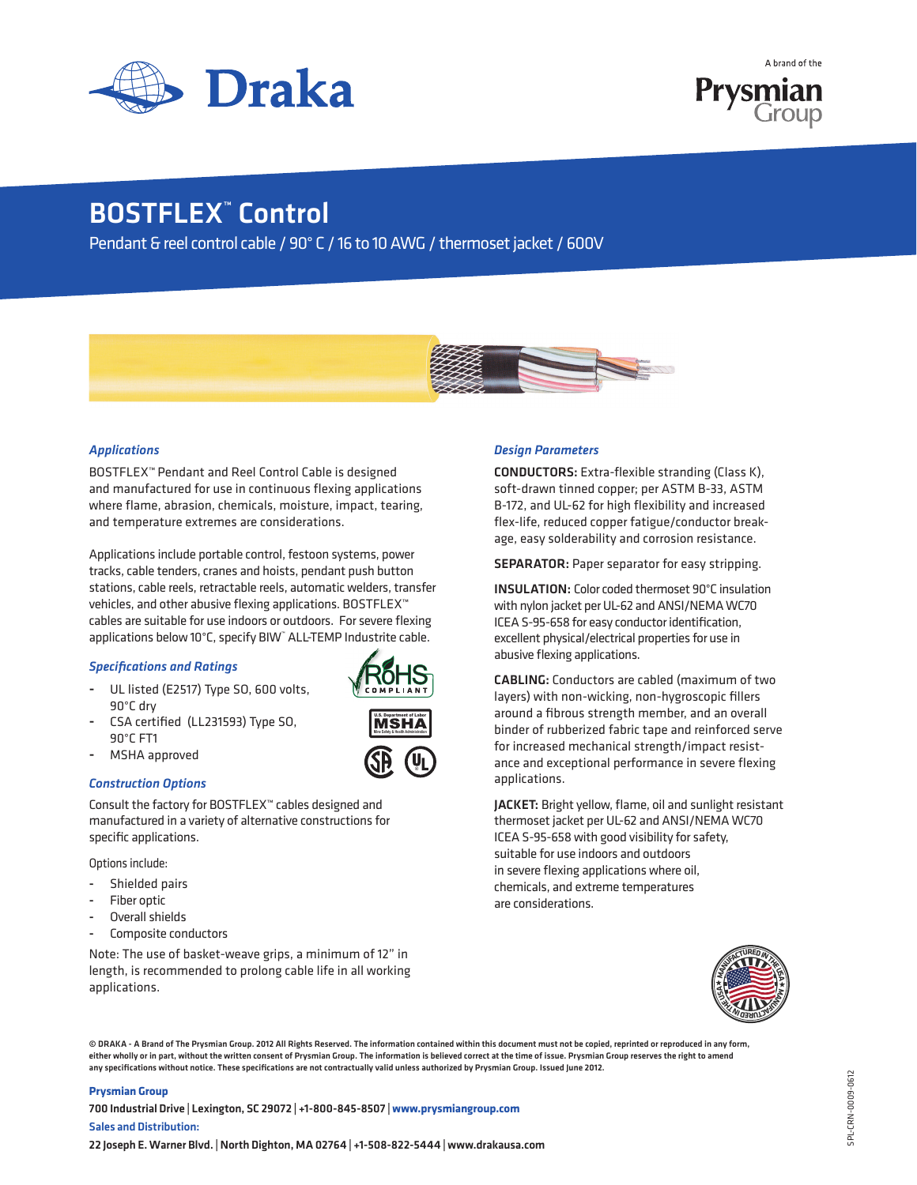Draka

A brand of the Prysmian Group

# BOSTFLEX™ Control

Pendant & reel control cable / 90° C / 16 to 10 AWG / thermoset jacket / 600V

### *Applications*

BOSTFLEX™ Pendant and Reel Control Cable is designed and manufactured for use in continuous flexing applications where flame, abrasion, chemicals, moisture, impact, tearing, and temperature extremes are considerations.

Applications include portable control, festoon systems, power tracks, cable tenders, cranes and hoists, pendant push button stations, cable reels, retractable reels, automatic welders, transfer vehicles, and other abusive flexing applications. BOSTFLEX™ cables are suitable for use indoors or outdoors. For severe flexing applications below 10°C, specify BIW™ ALL-TEMP Industrite cable.

### *Specifications and Ratings*

- UL listed (E2517) Type SO, 600 volts, 90°C dry
- CSA certified (LL231593) Type SO, 90°C FT1
- MSHA approved

### *Construction Options*

Consult the factory for BOSTFLEX™ cables designed and manufactured in a variety of alternative constructions for specific applications.

Options include:

- Shielded pairs
- Fiber optic
- Overall shields
- Composite conductors

Note: The use of basket-weave grips, a minimum of 12" in length, is recommended to prolong cable life in all working applications.

### *Design Parameters*

**CONDUCTORS:** Extra-flexible stranding (Class K), soft-drawn tinned copper; per ASTM B-33, ASTM B-172, and UL-62 for high flexibility and increased flex-life, reduced copper fatigue/conductor breakage, easy solderability and corrosion resistance.

**SEPARATOR:** Paper separator for easy stripping.

**INSULATION:** Color coded thermoset 90°C insulation with nylon jacket per UL-62 and ANSI/NEMA WC70 ICEA S-95-658 for easy conductor identification, excellent physical/electrical properties for use in abusive flexing applications.

**CABLING:** Conductors are cabled (maximum of two layers) with non-wicking, non-hygroscopic fillers around a fibrous strength member, and an overall binder of rubberized fabric tape and reinforced serve for increased mechanical strength/impact resistance and exceptional performance in severe flexing applications.

**JACKET:** Bright yellow, flame, oil and sunlight resistant thermoset jacket per UL-62 and ANSI/NEMA WC70 ICEA S-95-658 with good visibility for safety, suitable for use indoors and outdoors in severe flexing applications where oil, chemicals, and extreme temperatures are considerations.

© DRAKA - A Brand of The Prysmian Group. 2012 All Rights Reserved. The information contained within this document must not be copied, reprinted or reproduced in any form, either wholly or in part, without the written consent of Prysmian Group. The information is believed correct at the time of issue. Prysmian Group reserves the right to amend any specifications without notice. These specifications are not contractually valid unless authorized by Prysmian Group. Issued June 2012.

**Prysmian Group**
700 Industrial Drive | Lexington, SC 29072 | +1-800-845-8507 | www.prysmiangroup.com
**Sales and Distribution:**
22 Joseph E. Warner Blvd. | North Dighton, MA 02764 | +1-508-822-5444 | www.drakausa.com

SPL-CRN-0009-0612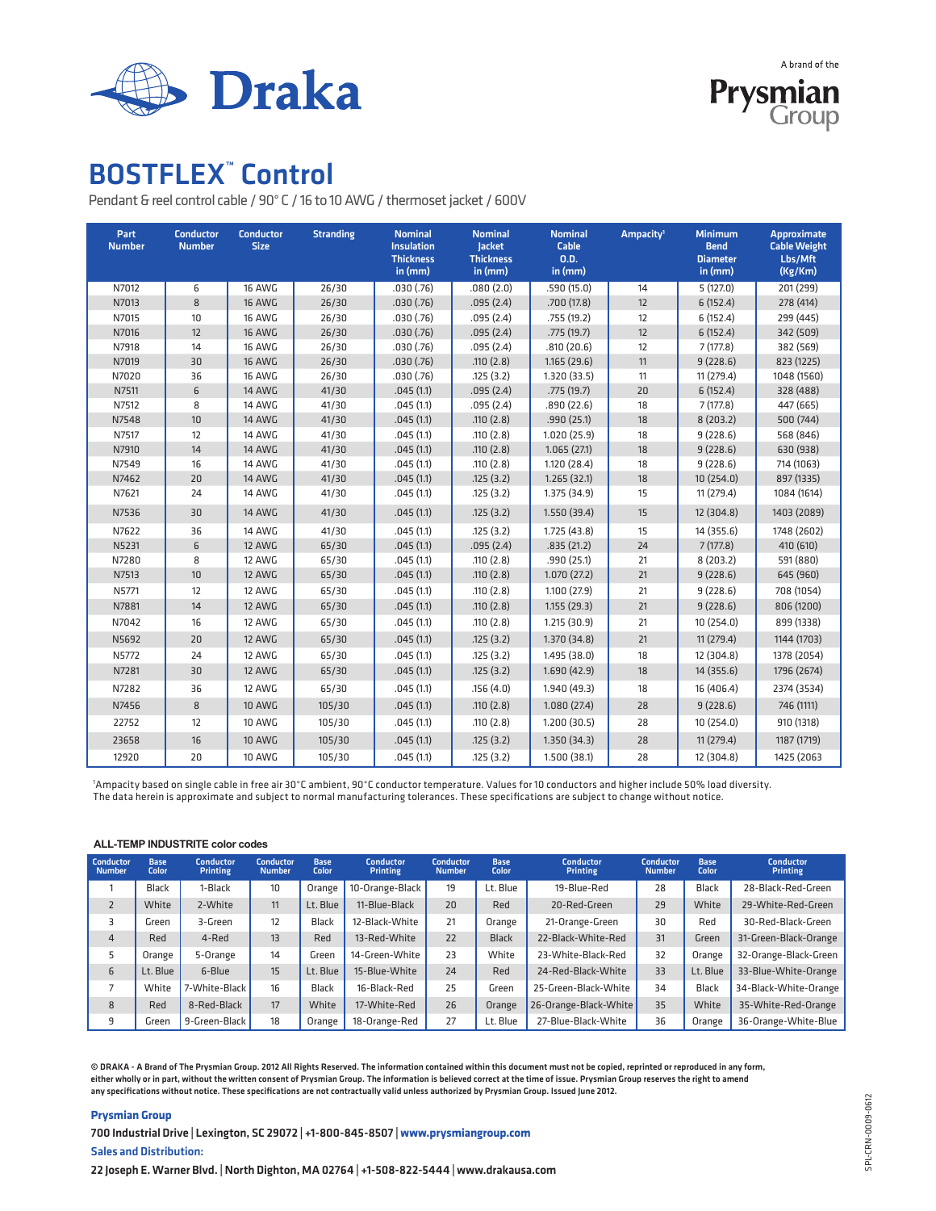Draka

A brand of the Prysmian Group

# BOSTFLEX™ Control

Pendant & reel control cable / 90° C / 16 to 10 AWG / thermoset jacket / 600V

| Part Number | Conductor Number | Conductor Size | Stranding | Nominal Insulation Thickness in (mm) | Nominal Jacket Thickness in (mm) | Nominal Cable O.D. in (mm) | Ampacity[1] | Minimum Bend Diameter in (mm) | Approximate Cable Weight Lbs/Mft (Kg/Km) |
|---|---|---|---|---|---|---|---|---|---|
| N7012 | 6 | 16 AWG | 26/30 | .030 (.76) | .080 (2.0) | .590 (15.0) | 14 | 5 (127.0) | 201 (299) |
| N7013 | 8 | 16 AWG | 26/30 | .030 (.76) | .095 (2.4) | .700 (17.8) | 12 | 6 (152.4) | 278 (414) |
| N7015 | 10 | 16 AWG | 26/30 | .030 (.76) | .095 (2.4) | .755 (19.2) | 12 | 6 (152.4) | 299 (445) |
| N7016 | 12 | 16 AWG | 26/30 | .030 (.76) | .095 (2.4) | .775 (19.7) | 12 | 6 (152.4) | 342 (509) |
| N7918 | 14 | 16 AWG | 26/30 | .030 (.76) | .095 (2.4) | .810 (20.6) | 12 | 7 (177.8) | 382 (569) |
| N7019 | 30 | 16 AWG | 26/30 | .030 (.76) | .110 (2.8) | 1.165 (29.6) | 11 | 9 (228.6) | 823 (1225) |
| N7020 | 36 | 16 AWG | 26/30 | .030 (.76) | .125 (3.2) | 1.320 (33.5) | 11 | 11 (279.4) | 1048 (1560) |
| N7511 | 6 | 14 AWG | 41/30 | .045 (1.1) | .095 (2.4) | .775 (19.7) | 20 | 6 (152.4) | 328 (488) |
| N7512 | 8 | 14 AWG | 41/30 | .045 (1.1) | .095 (2.4) | .890 (22.6) | 18 | 7 (177.8) | 447 (665) |
| N7548 | 10 | 14 AWG | 41/30 | .045 (1.1) | .110 (2.8) | .990 (25.1) | 18 | 8 (203.2) | 500 (744) |
| N7517 | 12 | 14 AWG | 41/30 | .045 (1.1) | .110 (2.8) | 1.020 (25.9) | 18 | 9 (228.6) | 568 (846) |
| N7910 | 14 | 14 AWG | 41/30 | .045 (1.1) | .110 (2.8) | 1.065 (27.1) | 18 | 9 (228.6) | 630 (938) |
| N7549 | 16 | 14 AWG | 41/30 | .045 (1.1) | .110 (2.8) | 1.120 (28.4) | 18 | 9 (228.6) | 714 (1063) |
| N7462 | 20 | 14 AWG | 41/30 | .045 (1.1) | .125 (3.2) | 1.265 (32.1) | 18 | 10 (254.0) | 897 (1335) |
| N7621 | 24 | 14 AWG | 41/30 | .045 (1.1) | .125 (3.2) | 1.375 (34.9) | 15 | 11 (279.4) | 1084 (1614) |
| N7536 | 30 | 14 AWG | 41/30 | .045 (1.1) | .125 (3.2) | 1.550 (39.4) | 15 | 12 (304.8) | 1403 (2089) |
| N7622 | 36 | 14 AWG | 41/30 | .045 (1.1) | .125 (3.2) | 1.725 (43.8) | 15 | 14 (355.6) | 1748 (2602) |
| N5231 | 6 | 12 AWG | 65/30 | .045 (1.1) | .095 (2.4) | .835 (21.2) | 24 | 7 (177.8) | 410 (610) |
| N7280 | 8 | 12 AWG | 65/30 | .045 (1.1) | .110 (2.8) | .990 (25.1) | 21 | 8 (203.2) | 591 (880) |
| N7513 | 10 | 12 AWG | 65/30 | .045 (1.1) | .110 (2.8) | 1.070 (27.2) | 21 | 9 (228.6) | 645 (960) |
| N5771 | 12 | 12 AWG | 65/30 | .045 (1.1) | .110 (2.8) | 1.100 (27.9) | 21 | 9 (228.6) | 708 (1054) |
| N7881 | 14 | 12 AWG | 65/30 | .045 (1.1) | .110 (2.8) | 1.155 (29.3) | 21 | 9 (228.6) | 806 (1200) |
| N7042 | 16 | 12 AWG | 65/30 | .045 (1.1) | .110 (2.8) | 1.215 (30.9) | 21 | 10 (254.0) | 899 (1338) |
| N5692 | 20 | 12 AWG | 65/30 | .045 (1.1) | .125 (3.2) | 1.370 (34.8) | 21 | 11 (279.4) | 1144 (1703) |
| N5772 | 24 | 12 AWG | 65/30 | .045 (1.1) | .125 (3.2) | 1.495 (38.0) | 18 | 12 (304.8) | 1378 (2054) |
| N7281 | 30 | 12 AWG | 65/30 | .045 (1.1) | .125 (3.2) | 1.690 (42.9) | 18 | 14 (355.6) | 1796 (2674) |
| N7282 | 36 | 12 AWG | 65/30 | .045 (1.1) | .156 (4.0) | 1.940 (49.3) | 18 | 16 (406.4) | 2374 (3534) |
| N7456 | 8 | 10 AWG | 105/30 | .045 (1.1) | .110 (2.8) | 1.080 (27.4) | 28 | 9 (228.6) | 746 (1111) |
| 22752 | 12 | 10 AWG | 105/30 | .045 (1.1) | .110 (2.8) | 1.200 (30.5) | 28 | 10 (254.0) | 910 (1318) |
| 23658 | 16 | 10 AWG | 105/30 | .045 (1.1) | .125 (3.2) | 1.350 (34.3) | 28 | 11 (279.4) | 1187 (1719) |
| 12920 | 20 | 10 AWG | 105/30 | .045 (1.1) | .125 (3.2) | 1.500 (38.1) | 28 | 12 (304.8) | 1425 (2063 |

[1]Ampacity based on single cable in free air 30°C ambient, 90°C conductor temperature. Values for 10 conductors and higher include 50% load diversity.
The data herein is approximate and subject to normal manufacturing tolerances. These specifications are subject to change without notice.

### ALL-TEMP INDUSTRITE color codes

| Conductor Number | Base Color | Conductor Printing | Conductor Number | Base Color | Conductor Printing | Conductor Number | Base Color | Conductor Printing | Conductor Number | Base Color | Conductor Printing |
|---|---|---|---|---|---|---|---|---|---|---|---|
| 1 | Black | 1-Black | 10 | Orange | 10-Orange-Black | 19 | Lt. Blue | 19-Blue-Red | 28 | Black | 28-Black-Red-Green |
| 2 | White | 2-White | 11 | Lt. Blue | 11-Blue-Black | 20 | Red | 20-Red-Green | 29 | White | 29-White-Red-Green |
| 3 | Green | 3-Green | 12 | Black | 12-Black-White | 21 | Orange | 21-Orange-Green | 30 | Red | 30-Red-Black-Green |
| 4 | Red | 4-Red | 13 | Red | 13-Red-White | 22 | Black | 22-Black-White-Red | 31 | Green | 31-Green-Black-Orange |
| 5 | Orange | 5-Orange | 14 | Green | 14-Green-White | 23 | White | 23-White-Black-Red | 32 | Orange | 32-Orange-Black-Green |
| 6 | Lt. Blue | 6-Blue | 15 | Lt. Blue | 15-Blue-White | 24 | Red | 24-Red-Black-White | 33 | Lt. Blue | 33-Blue-White-Orange |
| 7 | White | 7-White-Black | 16 | Black | 16-Black-Red | 25 | Green | 25-Green-Black-White | 34 | Black | 34-Black-White-Orange |
| 8 | Red | 8-Red-Black | 17 | White | 17-White-Red | 26 | Orange | 26-Orange-Black-White | 35 | White | 35-White-Red-Orange |
| 9 | Green | 9-Green-Black | 18 | Orange | 18-Orange-Red | 27 | Lt. Blue | 27-Blue-Black-White | 36 | Orange | 36-Orange-White-Blue |

**© DRAKA - A Brand of The Prysmian Group. 2012 All Rights Reserved. The information contained within this document must not be copied, reprinted or reproduced in any form, either wholly or in part, without the written consent of Prysmian Group. The information is believed correct at the time of issue. Prysmian Group reserves the right to amend any specifications without notice. These specifications are not contractually valid unless authorized by Prysmian Group. Issued June 2012.**

**Prysmian Group**

**700 Industrial Drive | Lexington, SC 29072 | +1-800-845-8507 | www.prysmiangroup.com**

**Sales and Distribution:**

**22 Joseph E. Warner Blvd. | North Dighton, MA 02764 | +1-508-822-5444 | www.drakausa.com**

SPL-CRN-0009-0612